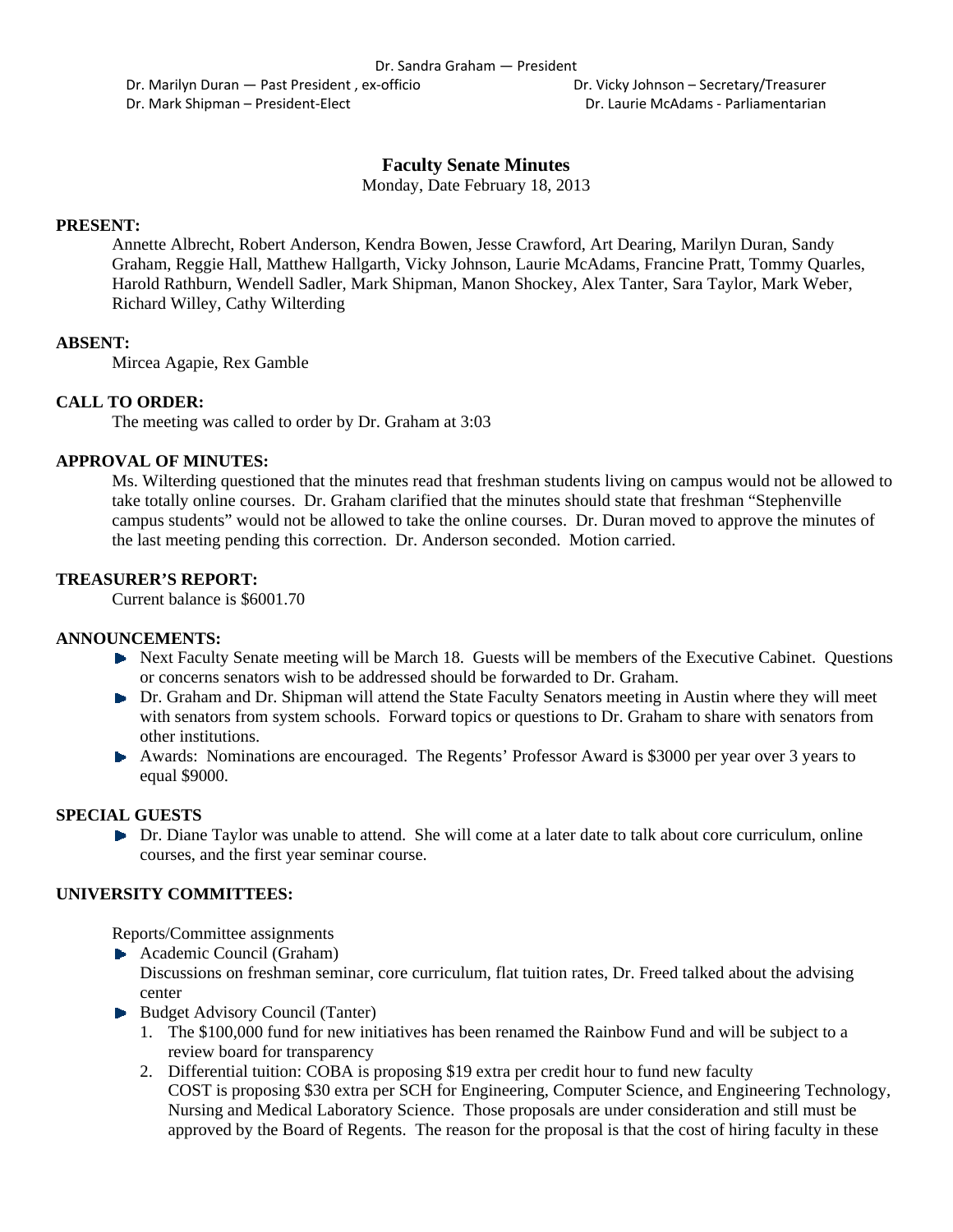Dr. Sandra Graham — President

Dr. Marilyn Duran — Past President , ex-officio

Dr. Mark Shipman – President-Elect

Dr. Vicky Johnson – Secretary/Treasurer

Dr. Laurie McAdams - Parliamentarian

# Faculty Senate Minutes

Monday, Date February 18, 2013

**PRESENT:**

Annette Albrecht, Robert Anderson, Kendra Bowen, Jesse Crawford, Art Dearing, Marilyn Duran, Sandy Graham, Reggie Hall, Matthew Hallgarth, Vicky Johnson, Laurie McAdams, Francine Pratt, Tommy Quarles, Harold Rathburn, Wendell Sadler, Mark Shipman, Manon Shockey, Alex Tanter, Sara Taylor, Mark Weber, Richard Willey, Cathy Wilterding

**ABSENT:**

Mircea Agapie, Rex Gamble

**CALL TO ORDER:**

The meeting was called to order by Dr. Graham at 3:03

**APPROVAL OF MINUTES:**

Ms. Wilterding questioned that the minutes read that freshman students living on campus would not be allowed to take totally online courses. Dr. Graham clarified that the minutes should state that freshman "Stephenville campus students" would not be allowed to take the online courses. Dr. Duran moved to approve the minutes of the last meeting pending this correction. Dr. Anderson seconded. Motion carried.

**TREASURER'S REPORT:**

Current balance is $6001.70

**ANNOUNCEMENTS:**

- Next Faculty Senate meeting will be March 18. Guests will be members of the Executive Cabinet. Questions or concerns senators wish to be addressed should be forwarded to Dr. Graham.
- Dr. Graham and Dr. Shipman will attend the State Faculty Senators meeting in Austin where they will meet with senators from system schools. Forward topics or questions to Dr. Graham to share with senators from other institutions.
- Awards: Nominations are encouraged. The Regents' Professor Award is $3000 per year over 3 years to equal $9000.

**SPECIAL GUESTS**

- Dr. Diane Taylor was unable to attend. She will come at a later date to talk about core curriculum, online courses, and the first year seminar course.

**UNIVERSITY COMMITTEES:**

Reports/Committee assignments

- Academic Council (Graham)
  Discussions on freshman seminar, core curriculum, flat tuition rates, Dr. Freed talked about the advising center
- Budget Advisory Council (Tanter)
  1. The $100,000 fund for new initiatives has been renamed the Rainbow Fund and will be subject to a review board for transparency
  2. Differential tuition: COBA is proposing $19 extra per credit hour to fund new faculty
     COST is proposing $30 extra per SCH for Engineering, Computer Science, and Engineering Technology, Nursing and Medical Laboratory Science. Those proposals are under consideration and still must be approved by the Board of Regents. The reason for the proposal is that the cost of hiring faculty in these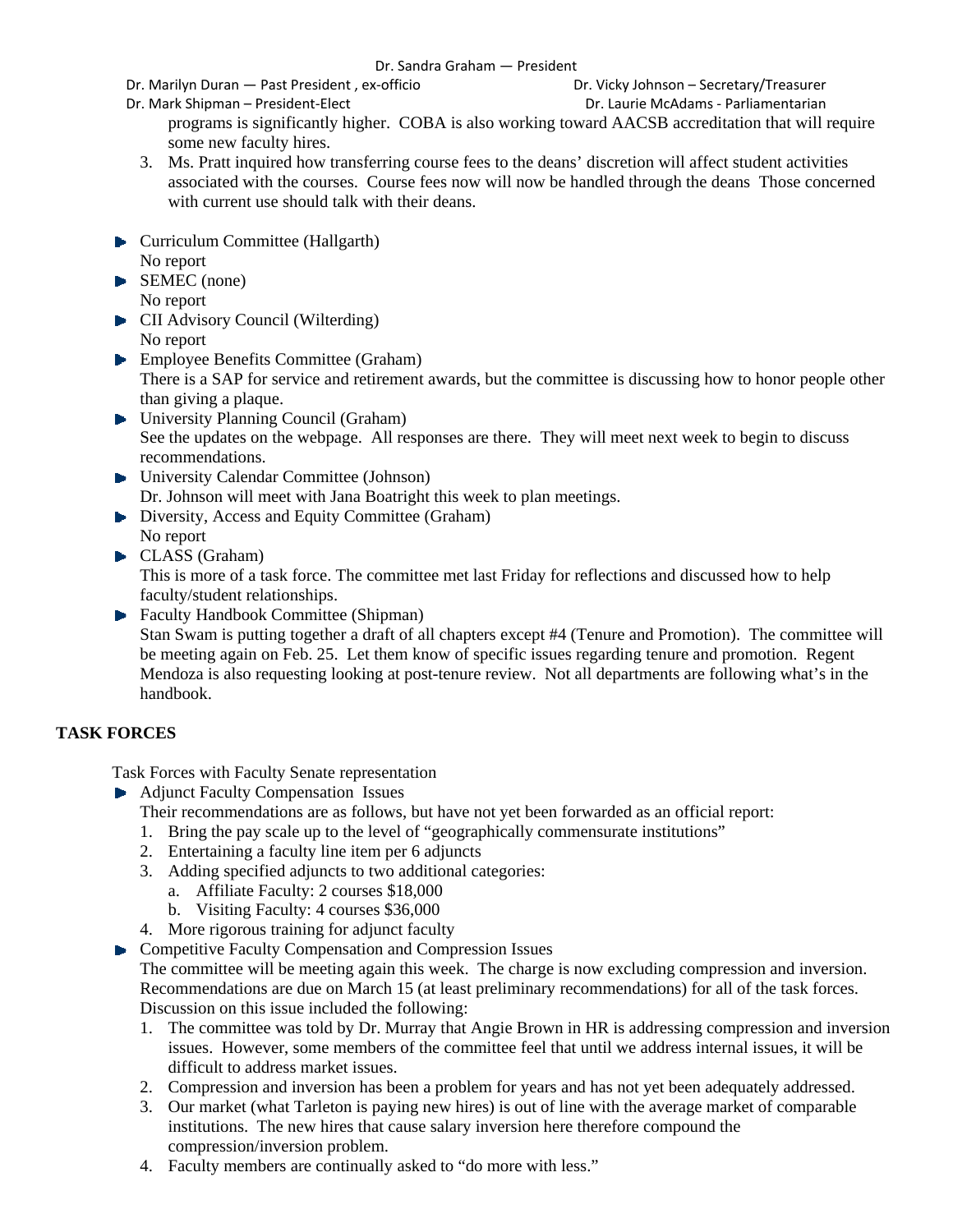programs is significantly higher. COBA is also working toward AACSB accreditation that will require some new faculty hires.

3. Ms. Pratt inquired how transferring course fees to the deans' discretion will affect student activities associated with the courses. Course fees now will now be handled through the deans Those concerned with current use should talk with their deans.

- Curriculum Committee (Hallgarth)
  No report
- SEMEC (none)
  No report
- CII Advisory Council (Wilterding)
  No report
- Employee Benefits Committee (Graham)
  There is a SAP for service and retirement awards, but the committee is discussing how to honor people other than giving a plaque.
- University Planning Council (Graham)
  See the updates on the webpage. All responses are there. They will meet next week to begin to discuss recommendations.
- University Calendar Committee (Johnson)
  Dr. Johnson will meet with Jana Boatright this week to plan meetings.
- Diversity, Access and Equity Committee (Graham)
  No report
- CLASS (Graham)
  This is more of a task force. The committee met last Friday for reflections and discussed how to help faculty/student relationships.
- Faculty Handbook Committee (Shipman)
  Stan Swam is putting together a draft of all chapters except #4 (Tenure and Promotion). The committee will be meeting again on Feb. 25. Let them know of specific issues regarding tenure and promotion. Regent Mendoza is also requesting looking at post-tenure review. Not all departments are following what's in the handbook.

**TASK FORCES**

Task Forces with Faculty Senate representation

- Adjunct Faculty Compensation Issues
  Their recommendations are as follows, but have not yet been forwarded as an official report:
  1. Bring the pay scale up to the level of "geographically commensurate institutions"
  2. Entertaining a faculty line item per 6 adjuncts
  3. Adding specified adjuncts to two additional categories:
     a. Affiliate Faculty: 2 courses $18,000
     b. Visiting Faculty: 4 courses $36,000
  4. More rigorous training for adjunct faculty
- Competitive Faculty Compensation and Compression Issues
  The committee will be meeting again this week. The charge is now excluding compression and inversion. Recommendations are due on March 15 (at least preliminary recommendations) for all of the task forces. Discussion on this issue included the following:
  1. The committee was told by Dr. Murray that Angie Brown in HR is addressing compression and inversion issues. However, some members of the committee feel that until we address internal issues, it will be difficult to address market issues.
  2. Compression and inversion has been a problem for years and has not yet been adequately addressed.
  3. Our market (what Tarleton is paying new hires) is out of line with the average market of comparable institutions. The new hires that cause salary inversion here therefore compound the compression/inversion problem.
  4. Faculty members are continually asked to "do more with less."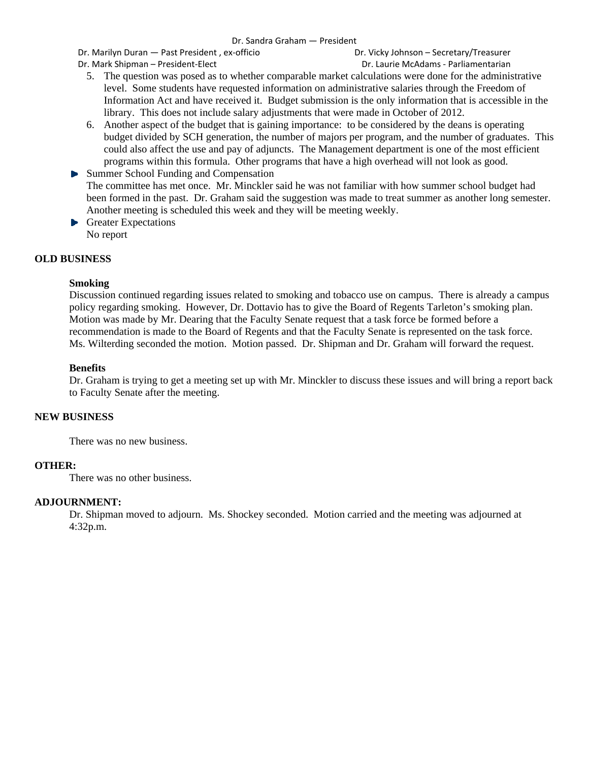5. The question was posed as to whether comparable market calculations were done for the administrative level. Some students have requested information on administrative salaries through the Freedom of Information Act and have received it. Budget submission is the only information that is accessible in the library. This does not include salary adjustments that were made in October of 2012.
6. Another aspect of the budget that is gaining importance: to be considered by the deans is operating budget divided by SCH generation, the number of majors per program, and the number of graduates. This could also affect the use and pay of adjuncts. The Management department is one of the most efficient programs within this formula. Other programs that have a high overhead will not look as good.

- Summer School Funding and Compensation
  The committee has met once. Mr. Minckler said he was not familiar with how summer school budget had been formed in the past. Dr. Graham said the suggestion was made to treat summer as another long semester. Another meeting is scheduled this week and they will be meeting weekly.
- Greater Expectations
  No report

**OLD BUSINESS**

**Smoking**

Discussion continued regarding issues related to smoking and tobacco use on campus. There is already a campus policy regarding smoking. However, Dr. Dottavio has to give the Board of Regents Tarleton's smoking plan. Motion was made by Mr. Dearing that the Faculty Senate request that a task force be formed before a recommendation is made to the Board of Regents and that the Faculty Senate is represented on the task force. Ms. Wilterding seconded the motion. Motion passed. Dr. Shipman and Dr. Graham will forward the request.

**Benefits**

Dr. Graham is trying to get a meeting set up with Mr. Minckler to discuss these issues and will bring a report back to Faculty Senate after the meeting.

**NEW BUSINESS**

There was no new business.

**OTHER:**

There was no other business.

**ADJOURNMENT:**

Dr. Shipman moved to adjourn. Ms. Shockey seconded. Motion carried and the meeting was adjourned at 4:32p.m.